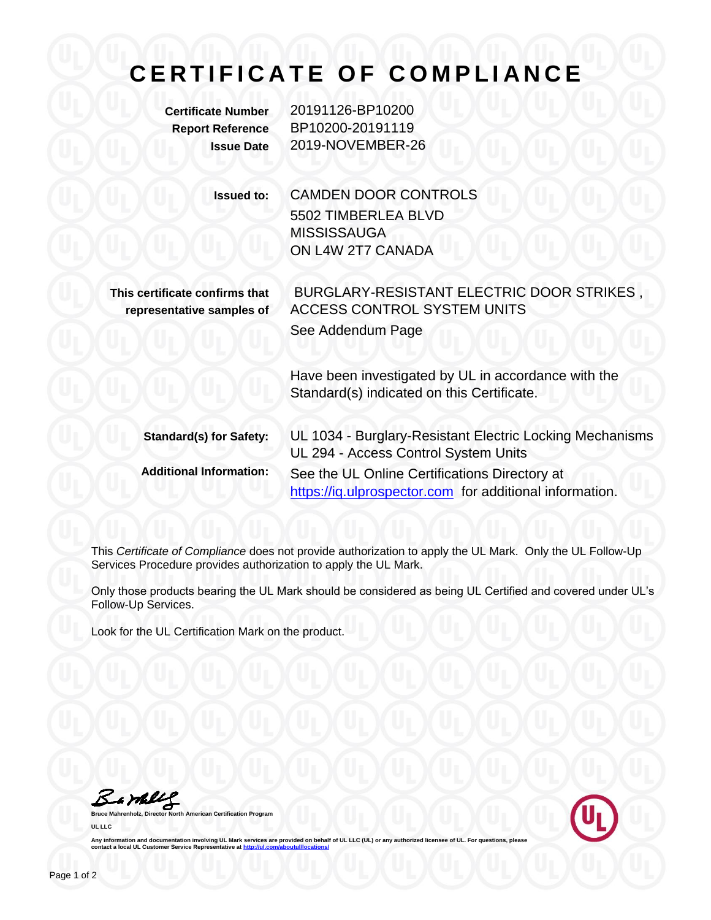# CERTIFICATE OF COMPLIANCE

**Certificate Number** 20191126-BP10200
**Report Reference** BP10200-20191119
**Issue Date** 2019-NOVEMBER-26

**Issued to:** CAMDEN DOOR CONTROLS
5502 TIMBERLEA BLVD
MISSISSAUGA
ON L4W 2T7 CANADA

**This certificate confirms that representative samples of** BURGLARY-RESISTANT ELECTRIC DOOR STRIKES , ACCESS CONTROL SYSTEM UNITS
See Addendum Page

Have been investigated by UL in accordance with the Standard(s) indicated on this Certificate.

**Standard(s) for Safety:** UL 1034 - Burglary-Resistant Electric Locking Mechanisms
UL 294 - Access Control System Units

**Additional Information:** See the UL Online Certifications Directory at https://iq.ulprospector.com for additional information.

This *Certificate of Compliance* does not provide authorization to apply the UL Mark. Only the UL Follow-Up Services Procedure provides authorization to apply the UL Mark.

Only those products bearing the UL Mark should be considered as being UL Certified and covered under UL's Follow-Up Services.

Look for the UL Certification Mark on the product.

**Bruce Mahrenholz, Director North American Certification Program**

**UL LLC**

Any information and documentation involving UL Mark services are provided on behalf of UL LLC (UL) or any authorized licensee of UL. For questions, please contact a local UL Customer Service Representative at http://ul.com/aboutul/locations/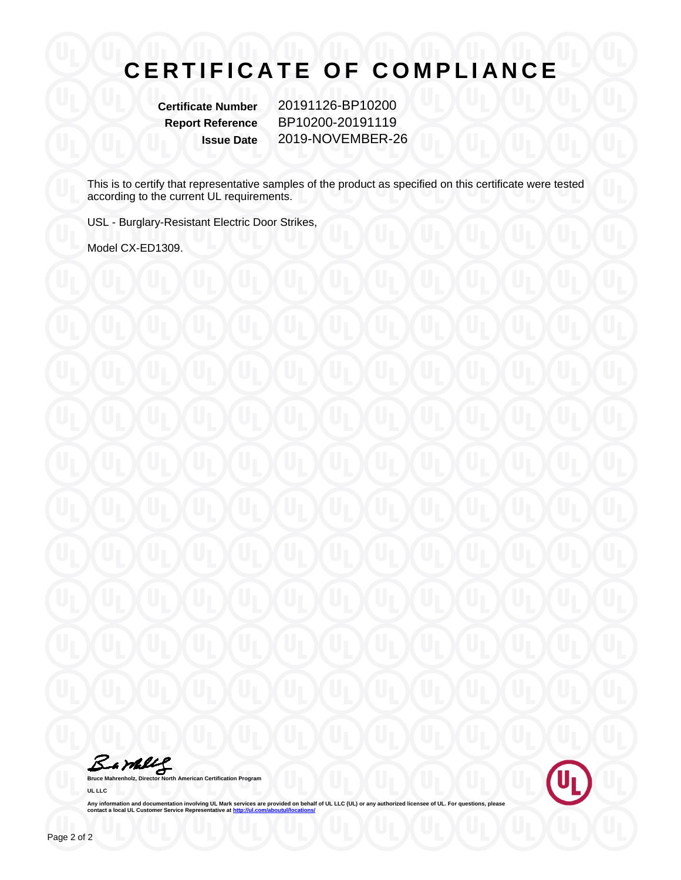# CERTIFICATE OF COMPLIANCE

**Certificate Number** 20191126-BP10200
**Report Reference** BP10200-20191119
**Issue Date** 2019-NOVEMBER-26

This is to certify that representative samples of the product as specified on this certificate were tested according to the current UL requirements.

USL - Burglary-Resistant Electric Door Strikes,

Model CX-ED1309.

**Bruce Mahrenholz, Director North American Certification Program**

**UL LLC**

**Any information and documentation involving UL Mark services are provided on behalf of UL LLC (UL) or any authorized licensee of UL. For questions, please contact a local UL Customer Service Representative at http://ul.com/aboutul/locations/**